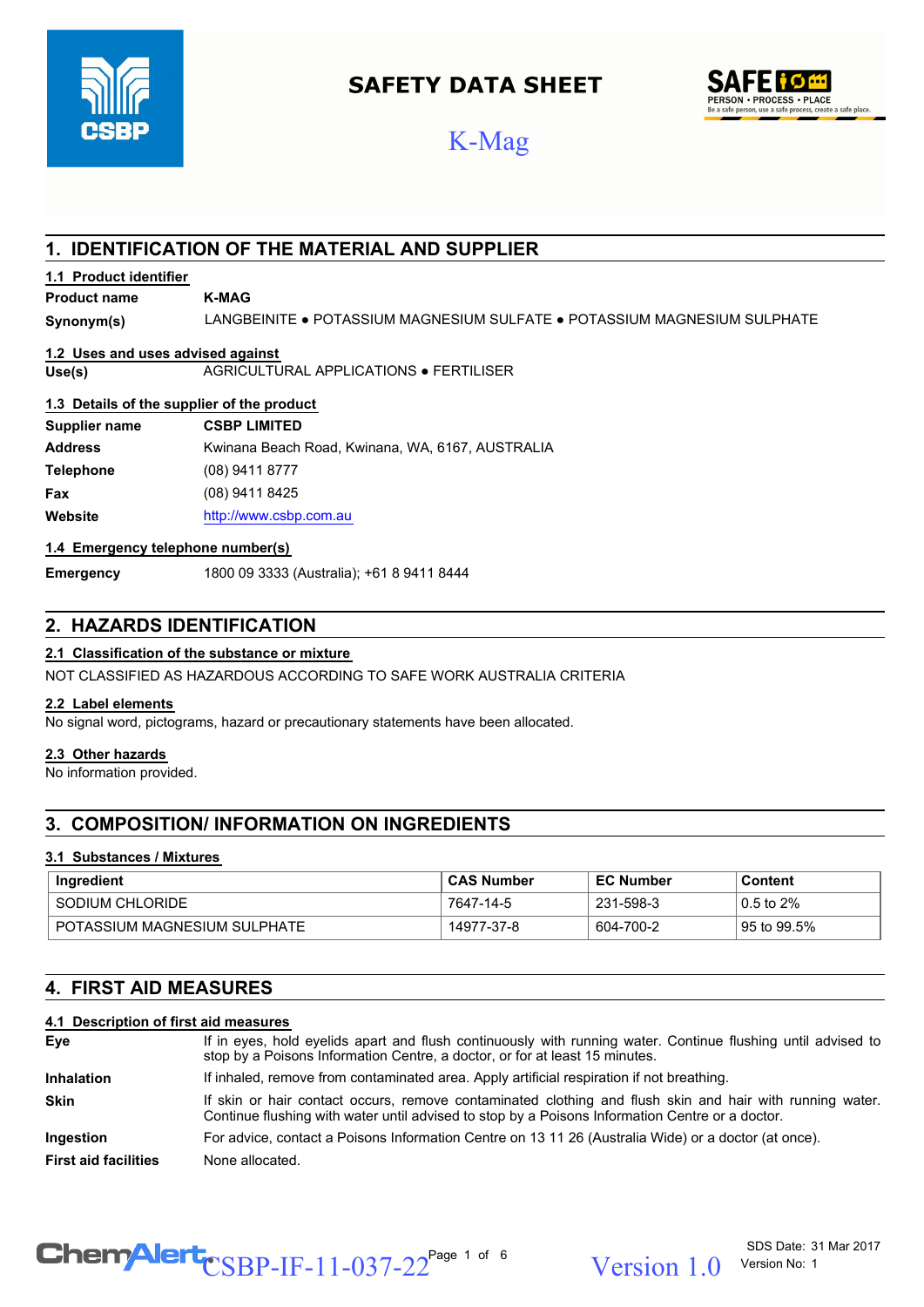# SAFETY DATA SHEET

K-Mag

## 1. IDENTIFICATION OF THE MATERIAL AND SUPPLIER

### 1.1 Product identifier

| | |
|---|---|
| **Product name** | **K-MAG** |
| **Synonym(s)** | LANGBEINITE ● POTASSIUM MAGNESIUM SULFATE ● POTASSIUM MAGNESIUM SULPHATE |

### 1.2 Uses and uses advised against

| | |
|---|---|
| **Use(s)** | AGRICULTURAL APPLICATIONS ● FERTILISER |

### 1.3 Details of the supplier of the product

| | |
|---|---|
| **Supplier name** | **CSBP LIMITED** |
| **Address** | Kwinana Beach Road, Kwinana, WA, 6167, AUSTRALIA |
| **Telephone** | (08) 9411 8777 |
| **Fax** | (08) 9411 8425 |
| **Website** | http://www.csbp.com.au |

### 1.4 Emergency telephone number(s)

| | |
|---|---|
| **Emergency** | 1800 09 3333 (Australia); +61 8 9411 8444 |

## 2. HAZARDS IDENTIFICATION

### 2.1 Classification of the substance or mixture

NOT CLASSIFIED AS HAZARDOUS ACCORDING TO SAFE WORK AUSTRALIA CRITERIA

### 2.2 Label elements

No signal word, pictograms, hazard or precautionary statements have been allocated.

### 2.3 Other hazards

No information provided.

## 3. COMPOSITION/ INFORMATION ON INGREDIENTS

### 3.1 Substances / Mixtures

| Ingredient | CAS Number | EC Number | Content |
|---|---|---|---|
| SODIUM CHLORIDE | 7647-14-5 | 231-598-3 | 0.5 to 2% |
| POTASSIUM MAGNESIUM SULPHATE | 14977-37-8 | 604-700-2 | 95 to 99.5% |

## 4. FIRST AID MEASURES

### 4.1 Description of first aid measures

| | |
|---|---|
| **Eye** | If in eyes, hold eyelids apart and flush continuously with running water. Continue flushing until advised to stop by a Poisons Information Centre, a doctor, or for at least 15 minutes. |
| **Inhalation** | If inhaled, remove from contaminated area. Apply artificial respiration if not breathing. |
| **Skin** | If skin or hair contact occurs, remove contaminated clothing and flush skin and hair with running water. Continue flushing with water until advised to stop by a Poisons Information Centre or a doctor. |
| **Ingestion** | For advice, contact a Poisons Information Centre on 13 11 26 (Australia Wide) or a doctor (at once). |
| **First aid facilities** | None allocated. |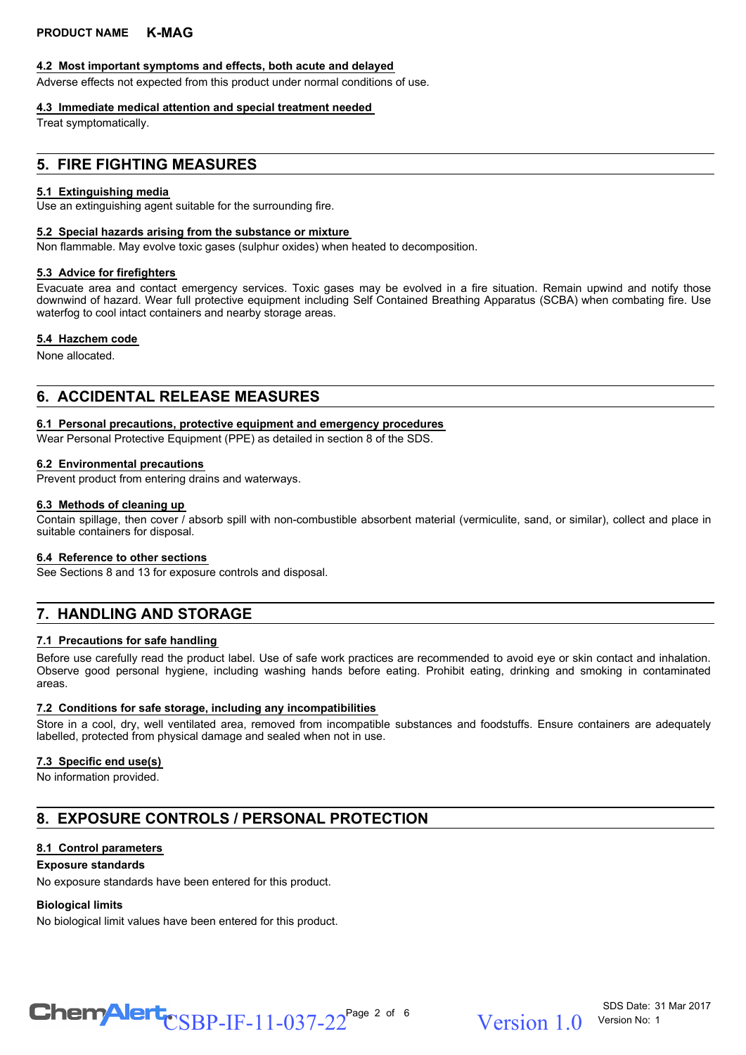### 4.2 Most important symptoms and effects, both acute and delayed

Adverse effects not expected from this product under normal conditions of use.

### 4.3 Immediate medical attention and special treatment needed

Treat symptomatically.

## 5. FIRE FIGHTING MEASURES

### 5.1 Extinguishing media

Use an extinguishing agent suitable for the surrounding fire.

### 5.2 Special hazards arising from the substance or mixture

Non flammable. May evolve toxic gases (sulphur oxides) when heated to decomposition.

### 5.3 Advice for firefighters

Evacuate area and contact emergency services. Toxic gases may be evolved in a fire situation. Remain upwind and notify those downwind of hazard. Wear full protective equipment including Self Contained Breathing Apparatus (SCBA) when combating fire. Use waterfog to cool intact containers and nearby storage areas.

### 5.4 Hazchem code

None allocated.

## 6. ACCIDENTAL RELEASE MEASURES

### 6.1 Personal precautions, protective equipment and emergency procedures

Wear Personal Protective Equipment (PPE) as detailed in section 8 of the SDS.

### 6.2 Environmental precautions

Prevent product from entering drains and waterways.

### 6.3 Methods of cleaning up

Contain spillage, then cover / absorb spill with non-combustible absorbent material (vermiculite, sand, or similar), collect and place in suitable containers for disposal.

### 6.4 Reference to other sections

See Sections 8 and 13 for exposure controls and disposal.

## 7. HANDLING AND STORAGE

### 7.1 Precautions for safe handling

Before use carefully read the product label. Use of safe work practices are recommended to avoid eye or skin contact and inhalation. Observe good personal hygiene, including washing hands before eating. Prohibit eating, drinking and smoking in contaminated areas.

### 7.2 Conditions for safe storage, including any incompatibilities

Store in a cool, dry, well ventilated area, removed from incompatible substances and foodstuffs. Ensure containers are adequately labelled, protected from physical damage and sealed when not in use.

### 7.3 Specific end use(s)

No information provided.

## 8. EXPOSURE CONTROLS / PERSONAL PROTECTION

### 8.1 Control parameters

**Exposure standards**

No exposure standards have been entered for this product.

**Biological limits**

No biological limit values have been entered for this product.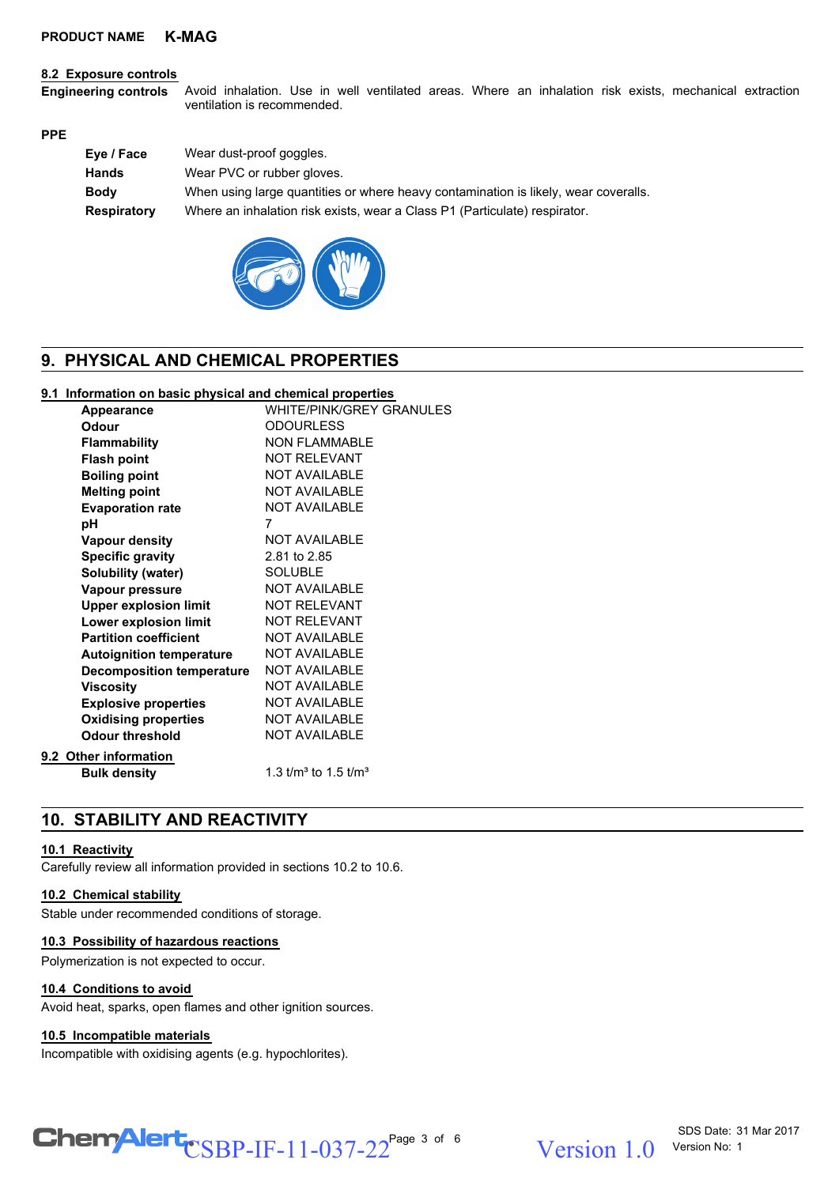## 8.2 Exposure controls

**Engineering controls** Avoid inhalation. Use in well ventilated areas. Where an inhalation risk exists, mechanical extraction ventilation is recommended.

**PPE**

| | |
|---|---|
| **Eye / Face** | Wear dust-proof goggles. |
| **Hands** | Wear PVC or rubber gloves. |
| **Body** | When using large quantities or where heavy contamination is likely, wear coveralls. |
| **Respiratory** | Where an inhalation risk exists, wear a Class P1 (Particulate) respirator. |

# 9. PHYSICAL AND CHEMICAL PROPERTIES

## 9.1 Information on basic physical and chemical properties

| | |
|---|---|
| **Appearance** | WHITE/PINK/GREY GRANULES |
| **Odour** | ODOURLESS |
| **Flammability** | NON FLAMMABLE |
| **Flash point** | NOT RELEVANT |
| **Boiling point** | NOT AVAILABLE |
| **Melting point** | NOT AVAILABLE |
| **Evaporation rate** | NOT AVAILABLE |
| **pH** | 7 |
| **Vapour density** | NOT AVAILABLE |
| **Specific gravity** | 2.81 to 2.85 |
| **Solubility (water)** | SOLUBLE |
| **Vapour pressure** | NOT AVAILABLE |
| **Upper explosion limit** | NOT RELEVANT |
| **Lower explosion limit** | NOT RELEVANT |
| **Partition coefficient** | NOT AVAILABLE |
| **Autoignition temperature** | NOT AVAILABLE |
| **Decomposition temperature** | NOT AVAILABLE |
| **Viscosity** | NOT AVAILABLE |
| **Explosive properties** | NOT AVAILABLE |
| **Oxidising properties** | NOT AVAILABLE |
| **Odour threshold** | NOT AVAILABLE |

## 9.2 Other information

| | |
|---|---|
| **Bulk density** | 1.3 t/m³ to 1.5 t/m³ |

# 10. STABILITY AND REACTIVITY

## 10.1 Reactivity

Carefully review all information provided in sections 10.2 to 10.6.

## 10.2 Chemical stability

Stable under recommended conditions of storage.

## 10.3 Possibility of hazardous reactions

Polymerization is not expected to occur.

## 10.4 Conditions to avoid

Avoid heat, sparks, open flames and other ignition sources.

## 10.5 Incompatible materials

Incompatible with oxidising agents (e.g. hypochlorites).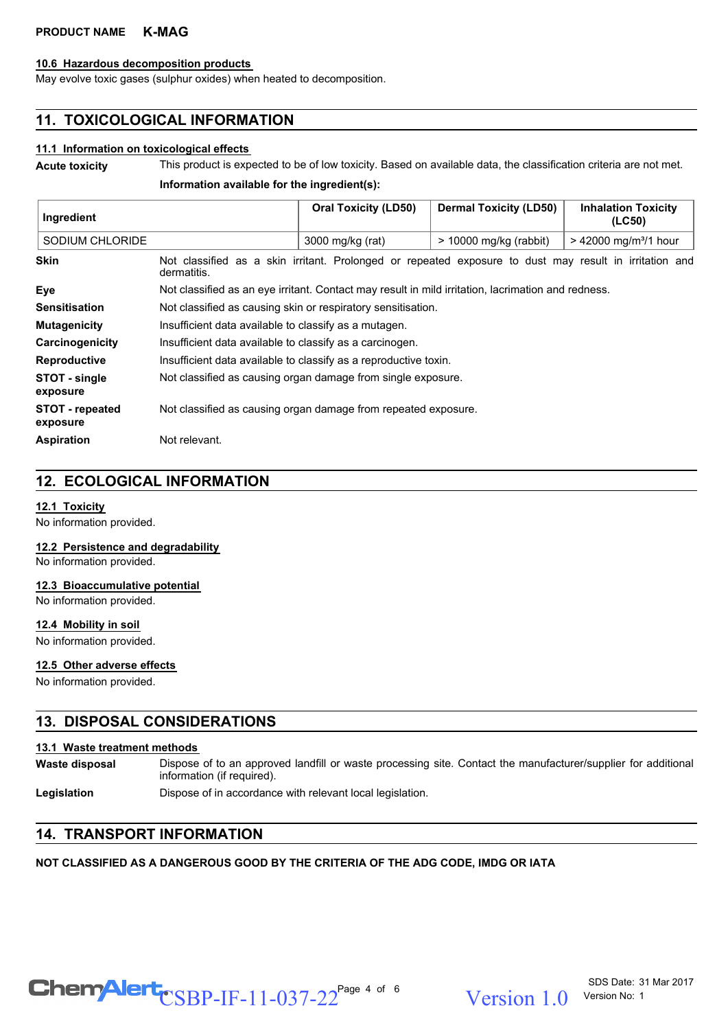## 10.6 Hazardous decomposition products

May evolve toxic gases (sulphur oxides) when heated to decomposition.

# 11. TOXICOLOGICAL INFORMATION

## 11.1 Information on toxicological effects

**Acute toxicity** This product is expected to be of low toxicity. Based on available data, the classification criteria are not met.

**Information available for the ingredient(s):**

| Ingredient | Oral Toxicity (LD50) | Dermal Toxicity (LD50) | Inhalation Toxicity (LC50) |
|---|---|---|---|
| SODIUM CHLORIDE | 3000 mg/kg (rat) | > 10000 mg/kg (rabbit) | > 42000 mg/m³/1 hour |

**Skin** Not classified as a skin irritant. Prolonged or repeated exposure to dust may result in irritation and dermatitis.

**Eye** Not classified as an eye irritant. Contact may result in mild irritation, lacrimation and redness.

**Sensitisation** Not classified as causing skin or respiratory sensitisation.

**Mutagenicity** Insufficient data available to classify as a mutagen.

**Carcinogenicity** Insufficient data available to classify as a carcinogen.

**Reproductive** Insufficient data available to classify as a reproductive toxin.

**STOT - single exposure** Not classified as causing organ damage from single exposure.

**STOT - repeated exposure** Not classified as causing organ damage from repeated exposure.

**Aspiration** Not relevant.

# 12. ECOLOGICAL INFORMATION

## 12.1 Toxicity

No information provided.

## 12.2 Persistence and degradability

No information provided.

## 12.3 Bioaccumulative potential

No information provided.

## 12.4 Mobility in soil

No information provided.

## 12.5 Other adverse effects

No information provided.

# 13. DISPOSAL CONSIDERATIONS

## 13.1 Waste treatment methods

**Waste disposal** Dispose of to an approved landfill or waste processing site. Contact the manufacturer/supplier for additional information (if required).

**Legislation** Dispose of in accordance with relevant local legislation.

# 14. TRANSPORT INFORMATION

**NOT CLASSIFIED AS A DANGEROUS GOOD BY THE CRITERIA OF THE ADG CODE, IMDG OR IATA**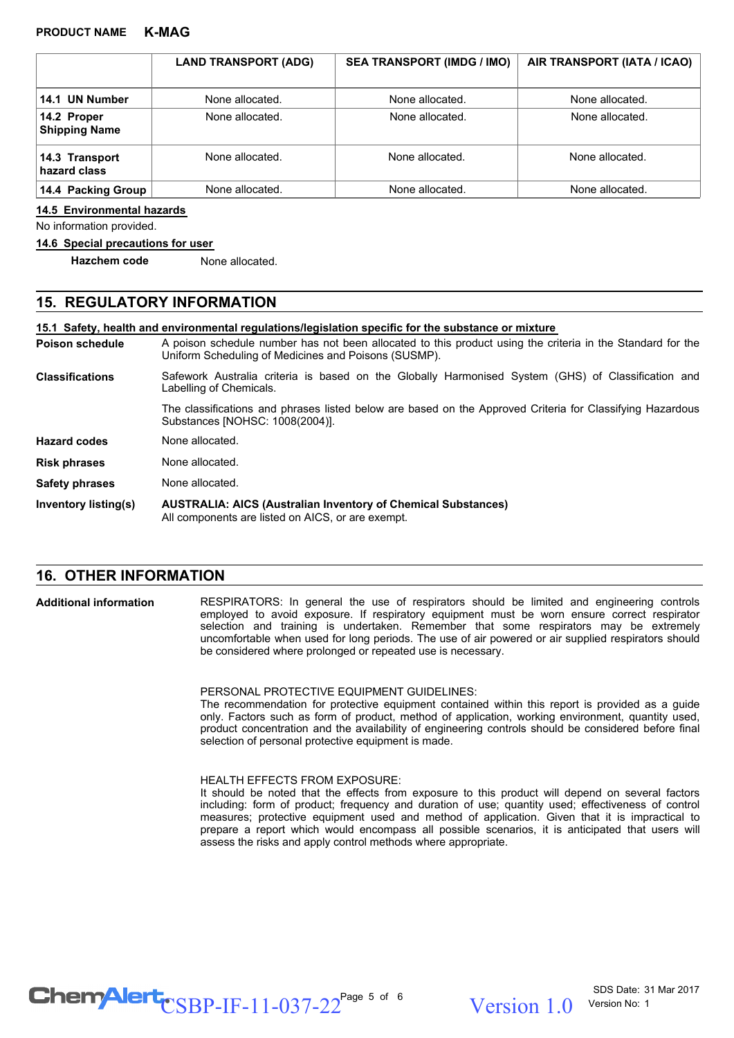|  | LAND TRANSPORT (ADG) | SEA TRANSPORT (IMDG / IMO) | AIR TRANSPORT (IATA / ICAO) |
|---|---|---|---|
| **14.1 UN Number** | None allocated. | None allocated. | None allocated. |
| **14.2 Proper Shipping Name** | None allocated. | None allocated. | None allocated. |
| **14.3 Transport hazard class** | None allocated. | None allocated. | None allocated. |
| **14.4 Packing Group** | None allocated. | None allocated. | None allocated. |

**14.5 Environmental hazards**

No information provided.

**14.6 Special precautions for user**

**Hazchem code** None allocated.

## 15. REGULATORY INFORMATION

**15.1 Safety, health and environmental regulations/legislation specific for the substance or mixture**

**Poison schedule** A poison schedule number has not been allocated to this product using the criteria in the Standard for the Uniform Scheduling of Medicines and Poisons (SUSMP).

**Classifications** Safework Australia criteria is based on the Globally Harmonised System (GHS) of Classification and Labelling of Chemicals.

The classifications and phrases listed below are based on the Approved Criteria for Classifying Hazardous Substances [NOHSC: 1008(2004)].

**Hazard codes** None allocated.

**Risk phrases** None allocated.

**Safety phrases** None allocated.

**Inventory listing(s)** **AUSTRALIA: AICS (Australian Inventory of Chemical Substances)**
All components are listed on AICS, or are exempt.

## 16. OTHER INFORMATION

**Additional information** RESPIRATORS: In general the use of respirators should be limited and engineering controls employed to avoid exposure. If respiratory equipment must be worn ensure correct respirator selection and training is undertaken. Remember that some respirators may be extremely uncomfortable when used for long periods. The use of air powered or air supplied respirators should be considered where prolonged or repeated use is necessary.

PERSONAL PROTECTIVE EQUIPMENT GUIDELINES:
The recommendation for protective equipment contained within this report is provided as a guide only. Factors such as form of product, method of application, working environment, quantity used, product concentration and the availability of engineering controls should be considered before final selection of personal protective equipment is made.

HEALTH EFFECTS FROM EXPOSURE:
It should be noted that the effects from exposure to this product will depend on several factors including: form of product; frequency and duration of use; quantity used; effectiveness of control measures; protective equipment used and method of application. Given that it is impractical to prepare a report which would encompass all possible scenarios, it is anticipated that users will assess the risks and apply control methods where appropriate.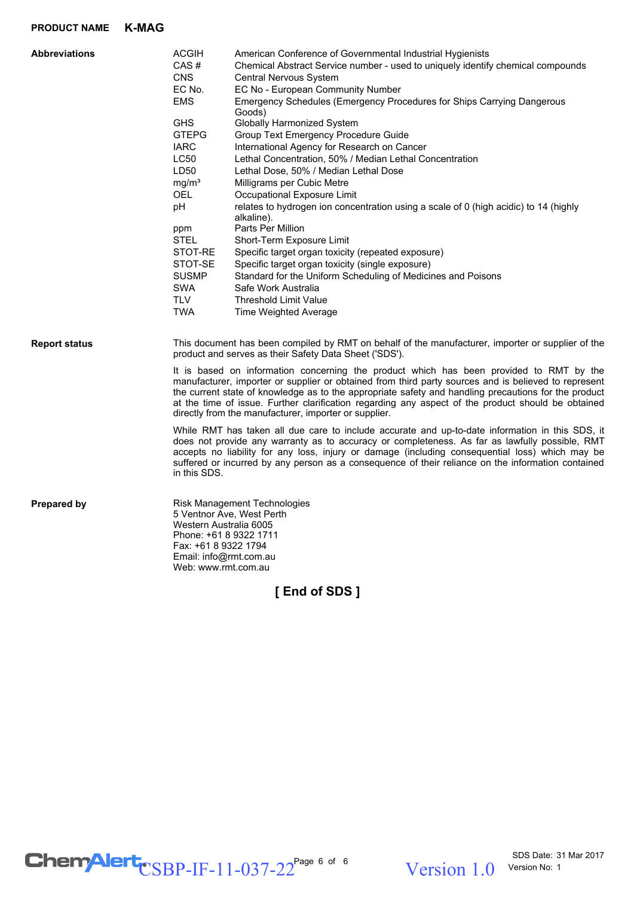**PRODUCT NAME** **K-MAG**

**Abbreviations**

| | |
|---|---|
| ACGIH | American Conference of Governmental Industrial Hygienists |
| CAS # | Chemical Abstract Service number - used to uniquely identify chemical compounds |
| CNS | Central Nervous System |
| EC No. | EC No - European Community Number |
| EMS | Emergency Schedules (Emergency Procedures for Ships Carrying Dangerous Goods) |
| GHS | Globally Harmonized System |
| GTEPG | Group Text Emergency Procedure Guide |
| IARC | International Agency for Research on Cancer |
| LC50 | Lethal Concentration, 50% / Median Lethal Concentration |
| LD50 | Lethal Dose, 50% / Median Lethal Dose |
| mg/m³ | Milligrams per Cubic Metre |
| OEL | Occupational Exposure Limit |
| pH | relates to hydrogen ion concentration using a scale of 0 (high acidic) to 14 (highly alkaline). |
| ppm | Parts Per Million |
| STEL | Short-Term Exposure Limit |
| STOT-RE | Specific target organ toxicity (repeated exposure) |
| STOT-SE | Specific target organ toxicity (single exposure) |
| SUSMP | Standard for the Uniform Scheduling of Medicines and Poisons |
| SWA | Safe Work Australia |
| TLV | Threshold Limit Value |
| TWA | Time Weighted Average |

**Report status**

This document has been compiled by RMT on behalf of the manufacturer, importer or supplier of the product and serves as their Safety Data Sheet ('SDS').

It is based on information concerning the product which has been provided to RMT by the manufacturer, importer or supplier or obtained from third party sources and is believed to represent the current state of knowledge as to the appropriate safety and handling precautions for the product at the time of issue. Further clarification regarding any aspect of the product should be obtained directly from the manufacturer, importer or supplier.

While RMT has taken all due care to include accurate and up-to-date information in this SDS, it does not provide any warranty as to accuracy or completeness. As far as lawfully possible, RMT accepts no liability for any loss, injury or damage (including consequential loss) which may be suffered or incurred by any person as a consequence of their reliance on the information contained in this SDS.

**Prepared by**

Risk Management Technologies
5 Ventnor Ave, West Perth
Western Australia 6005
Phone: +61 8 9322 1711
Fax: +61 8 9322 1794
Email: info@rmt.com.au
Web: www.rmt.com.au

**[ End of SDS ]**

CSBP-IF-11-037-22 Version 1.0

SDS Date: 31 Mar 2017
Version No: 1